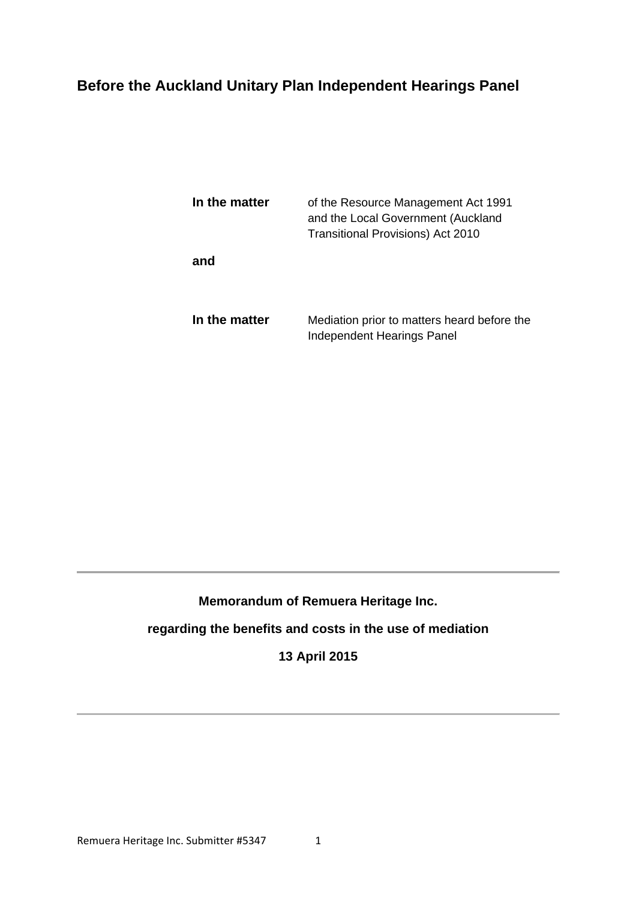# Before the Auckland Unitary Plan Independent Hearings Panel

| | |
|---|---|
| **In the matter** | of the Resource Management Act 1991 and the Local Government (Auckland Transitional Provisions) Act 2010 |
| **and** | |
| **In the matter** | Mediation prior to matters heard before the Independent Hearings Panel |

---

**Memorandum of Remuera Heritage Inc.**

**regarding the benefits and costs in the use of mediation**

**13 April 2015**

---

Remuera Heritage Inc. Submitter #5347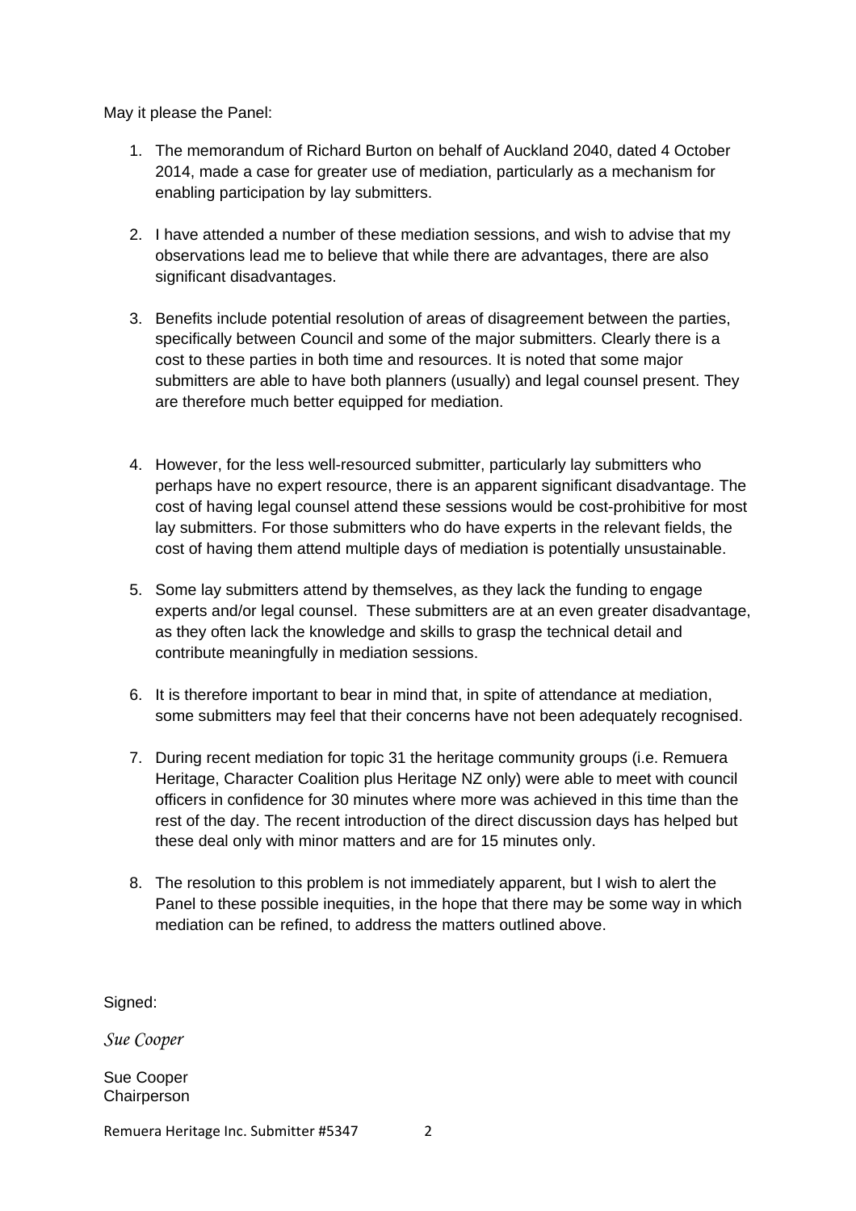May it please the Panel:

1. The memorandum of Richard Burton on behalf of Auckland 2040, dated 4 October 2014, made a case for greater use of mediation, particularly as a mechanism for enabling participation by lay submitters.

2. I have attended a number of these mediation sessions, and wish to advise that my observations lead me to believe that while there are advantages, there are also significant disadvantages.

3. Benefits include potential resolution of areas of disagreement between the parties, specifically between Council and some of the major submitters. Clearly there is a cost to these parties in both time and resources. It is noted that some major submitters are able to have both planners (usually) and legal counsel present. They are therefore much better equipped for mediation.

4. However, for the less well-resourced submitter, particularly lay submitters who perhaps have no expert resource, there is an apparent significant disadvantage. The cost of having legal counsel attend these sessions would be cost-prohibitive for most lay submitters. For those submitters who do have experts in the relevant fields, the cost of having them attend multiple days of mediation is potentially unsustainable.

5. Some lay submitters attend by themselves, as they lack the funding to engage experts and/or legal counsel. These submitters are at an even greater disadvantage, as they often lack the knowledge and skills to grasp the technical detail and contribute meaningfully in mediation sessions.

6. It is therefore important to bear in mind that, in spite of attendance at mediation, some submitters may feel that their concerns have not been adequately recognised.

7. During recent mediation for topic 31 the heritage community groups (i.e. Remuera Heritage, Character Coalition plus Heritage NZ only) were able to meet with council officers in confidence for 30 minutes where more was achieved in this time than the rest of the day. The recent introduction of the direct discussion days has helped but these deal only with minor matters and are for 15 minutes only.

8. The resolution to this problem is not immediately apparent, but I wish to alert the Panel to these possible inequities, in the hope that there may be some way in which mediation can be refined, to address the matters outlined above.

Signed:

*Sue Cooper*

Sue Cooper
Chairperson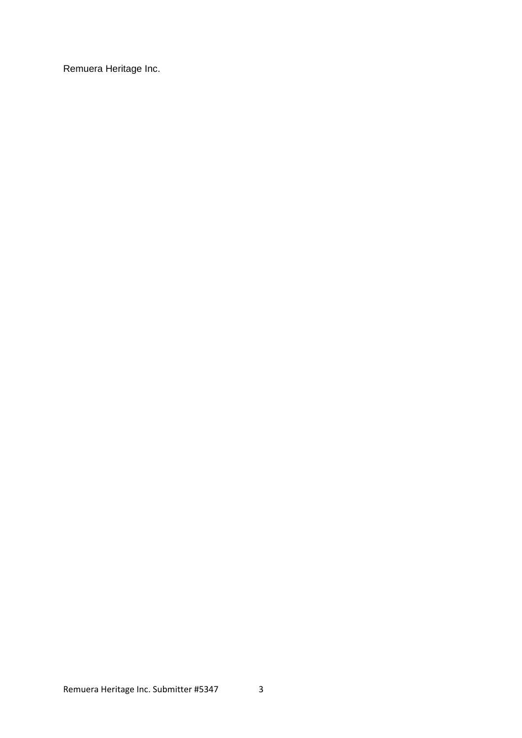Remuera Heritage Inc.